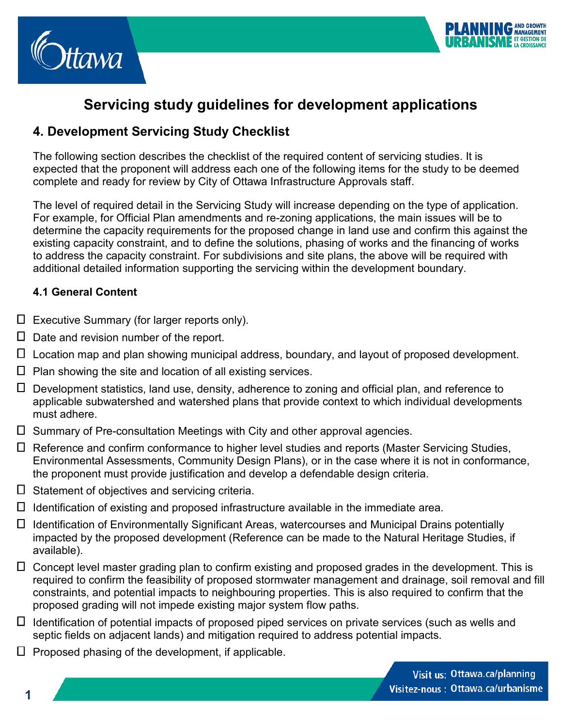# Servicing study guidelines for development applications

## 4. Development Servicing Study Checklist

The following section describes the checklist of the required content of servicing studies. It is expected that the proponent will address each one of the following items for the study to be deemed complete and ready for review by City of Ottawa Infrastructure Approvals staff.

The level of required detail in the Servicing Study will increase depending on the type of application. For example, for Official Plan amendments and re-zoning applications, the main issues will be to determine the capacity requirements for the proposed change in land use and confirm this against the existing capacity constraint, and to define the solutions, phasing of works and the financing of works to address the capacity constraint. For subdivisions and site plans, the above will be required with additional detailed information supporting the servicing within the development boundary.

### 4.1 General Content

- ☐ Executive Summary (for larger reports only).
- ☐ Date and revision number of the report.
- ☐ Location map and plan showing municipal address, boundary, and layout of proposed development.
- ☐ Plan showing the site and location of all existing services.
- ☐ Development statistics, land use, density, adherence to zoning and official plan, and reference to applicable subwatershed and watershed plans that provide context to which individual developments must adhere.
- ☐ Summary of Pre-consultation Meetings with City and other approval agencies.
- ☐ Reference and confirm conformance to higher level studies and reports (Master Servicing Studies, Environmental Assessments, Community Design Plans), or in the case where it is not in conformance, the proponent must provide justification and develop a defendable design criteria.
- ☐ Statement of objectives and servicing criteria.
- ☐ Identification of existing and proposed infrastructure available in the immediate area.
- ☐ Identification of Environmentally Significant Areas, watercourses and Municipal Drains potentially impacted by the proposed development (Reference can be made to the Natural Heritage Studies, if available).
- ☐ Concept level master grading plan to confirm existing and proposed grades in the development. This is required to confirm the feasibility of proposed stormwater management and drainage, soil removal and fill constraints, and potential impacts to neighbouring properties. This is also required to confirm that the proposed grading will not impede existing major system flow paths.
- ☐ Identification of potential impacts of proposed piped services on private services (such as wells and septic fields on adjacent lands) and mitigation required to address potential impacts.
- ☐ Proposed phasing of the development, if applicable.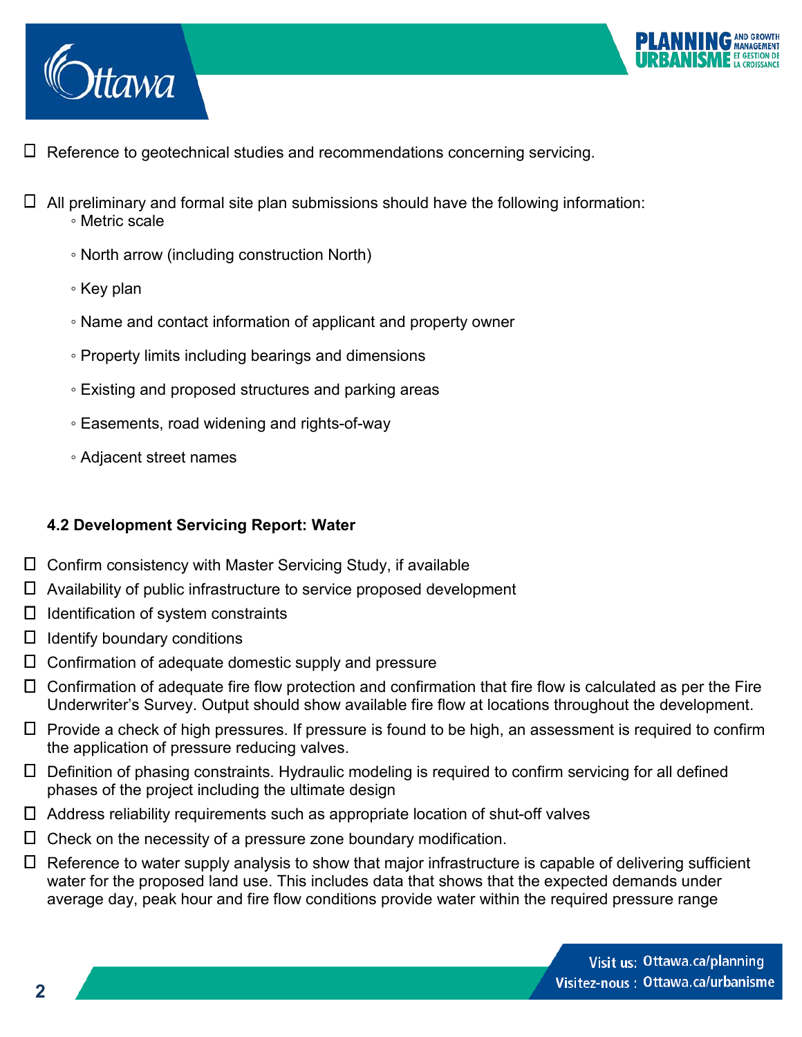- ☐ Reference to geotechnical studies and recommendations concerning servicing.

- ☐ All preliminary and formal site plan submissions should have the following information:
  - Metric scale
  - North arrow (including construction North)
  - Key plan
  - Name and contact information of applicant and property owner
  - Property limits including bearings and dimensions
  - Existing and proposed structures and parking areas
  - Easements, road widening and rights-of-way
  - Adjacent street names

**4.2 Development Servicing Report: Water**

- ☐ Confirm consistency with Master Servicing Study, if available
- ☐ Availability of public infrastructure to service proposed development
- ☐ Identification of system constraints
- ☐ Identify boundary conditions
- ☐ Confirmation of adequate domestic supply and pressure
- ☐ Confirmation of adequate fire flow protection and confirmation that fire flow is calculated as per the Fire Underwriter's Survey. Output should show available fire flow at locations throughout the development.
- ☐ Provide a check of high pressures. If pressure is found to be high, an assessment is required to confirm the application of pressure reducing valves.
- ☐ Definition of phasing constraints. Hydraulic modeling is required to confirm servicing for all defined phases of the project including the ultimate design
- ☐ Address reliability requirements such as appropriate location of shut-off valves
- ☐ Check on the necessity of a pressure zone boundary modification.
- ☐ Reference to water supply analysis to show that major infrastructure is capable of delivering sufficient water for the proposed land use. This includes data that shows that the expected demands under average day, peak hour and fire flow conditions provide water within the required pressure range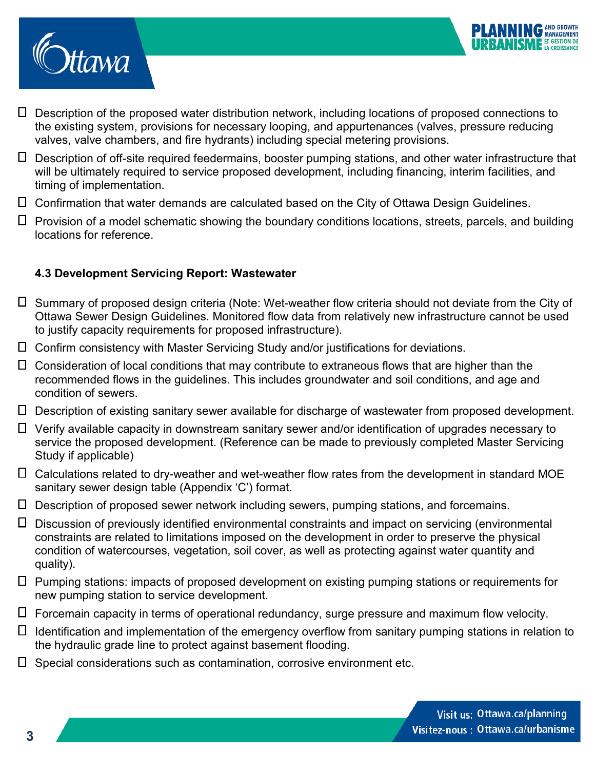- ☐ Description of the proposed water distribution network, including locations of proposed connections to the existing system, provisions for necessary looping, and appurtenances (valves, pressure reducing valves, valve chambers, and fire hydrants) including special metering provisions.
- ☐ Description of off-site required feedermains, booster pumping stations, and other water infrastructure that will be ultimately required to service proposed development, including financing, interim facilities, and timing of implementation.
- ☐ Confirmation that water demands are calculated based on the City of Ottawa Design Guidelines.
- ☐ Provision of a model schematic showing the boundary conditions locations, streets, parcels, and building locations for reference.

**4.3 Development Servicing Report: Wastewater**

- ☐ Summary of proposed design criteria (Note: Wet-weather flow criteria should not deviate from the City of Ottawa Sewer Design Guidelines. Monitored flow data from relatively new infrastructure cannot be used to justify capacity requirements for proposed infrastructure).
- ☐ Confirm consistency with Master Servicing Study and/or justifications for deviations.
- ☐ Consideration of local conditions that may contribute to extraneous flows that are higher than the recommended flows in the guidelines. This includes groundwater and soil conditions, and age and condition of sewers.
- ☐ Description of existing sanitary sewer available for discharge of wastewater from proposed development.
- ☐ Verify available capacity in downstream sanitary sewer and/or identification of upgrades necessary to service the proposed development. (Reference can be made to previously completed Master Servicing Study if applicable)
- ☐ Calculations related to dry-weather and wet-weather flow rates from the development in standard MOE sanitary sewer design table (Appendix 'C') format.
- ☐ Description of proposed sewer network including sewers, pumping stations, and forcemains.
- ☐ Discussion of previously identified environmental constraints and impact on servicing (environmental constraints are related to limitations imposed on the development in order to preserve the physical condition of watercourses, vegetation, soil cover, as well as protecting against water quantity and quality).
- ☐ Pumping stations: impacts of proposed development on existing pumping stations or requirements for new pumping station to service development.
- ☐ Forcemain capacity in terms of operational redundancy, surge pressure and maximum flow velocity.
- ☐ Identification and implementation of the emergency overflow from sanitary pumping stations in relation to the hydraulic grade line to protect against basement flooding.
- ☐ Special considerations such as contamination, corrosive environment etc.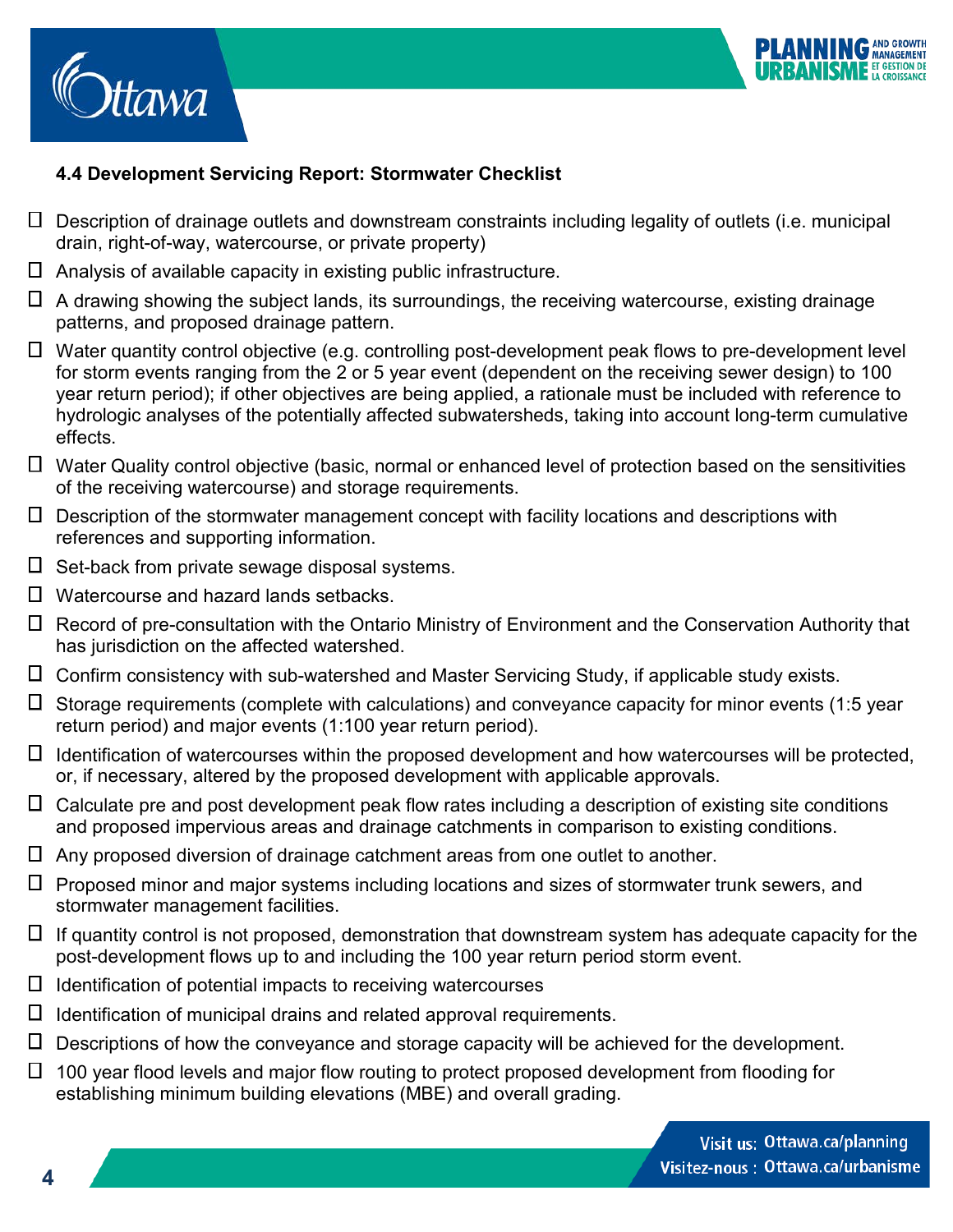#### 4.4 Development Servicing Report: Stormwater Checklist

- ☐ Description of drainage outlets and downstream constraints including legality of outlets (i.e. municipal drain, right-of-way, watercourse, or private property)
- ☐ Analysis of available capacity in existing public infrastructure.
- ☐ A drawing showing the subject lands, its surroundings, the receiving watercourse, existing drainage patterns, and proposed drainage pattern.
- ☐ Water quantity control objective (e.g. controlling post-development peak flows to pre-development level for storm events ranging from the 2 or 5 year event (dependent on the receiving sewer design) to 100 year return period); if other objectives are being applied, a rationale must be included with reference to hydrologic analyses of the potentially affected subwatersheds, taking into account long-term cumulative effects.
- ☐ Water Quality control objective (basic, normal or enhanced level of protection based on the sensitivities of the receiving watercourse) and storage requirements.
- ☐ Description of the stormwater management concept with facility locations and descriptions with references and supporting information.
- ☐ Set-back from private sewage disposal systems.
- ☐ Watercourse and hazard lands setbacks.
- ☐ Record of pre-consultation with the Ontario Ministry of Environment and the Conservation Authority that has jurisdiction on the affected watershed.
- ☐ Confirm consistency with sub-watershed and Master Servicing Study, if applicable study exists.
- ☐ Storage requirements (complete with calculations) and conveyance capacity for minor events (1:5 year return period) and major events (1:100 year return period).
- ☐ Identification of watercourses within the proposed development and how watercourses will be protected, or, if necessary, altered by the proposed development with applicable approvals.
- ☐ Calculate pre and post development peak flow rates including a description of existing site conditions and proposed impervious areas and drainage catchments in comparison to existing conditions.
- ☐ Any proposed diversion of drainage catchment areas from one outlet to another.
- ☐ Proposed minor and major systems including locations and sizes of stormwater trunk sewers, and stormwater management facilities.
- ☐ If quantity control is not proposed, demonstration that downstream system has adequate capacity for the post-development flows up to and including the 100 year return period storm event.
- ☐ Identification of potential impacts to receiving watercourses
- ☐ Identification of municipal drains and related approval requirements.
- ☐ Descriptions of how the conveyance and storage capacity will be achieved for the development.
- ☐ 100 year flood levels and major flow routing to protect proposed development from flooding for establishing minimum building elevations (MBE) and overall grading.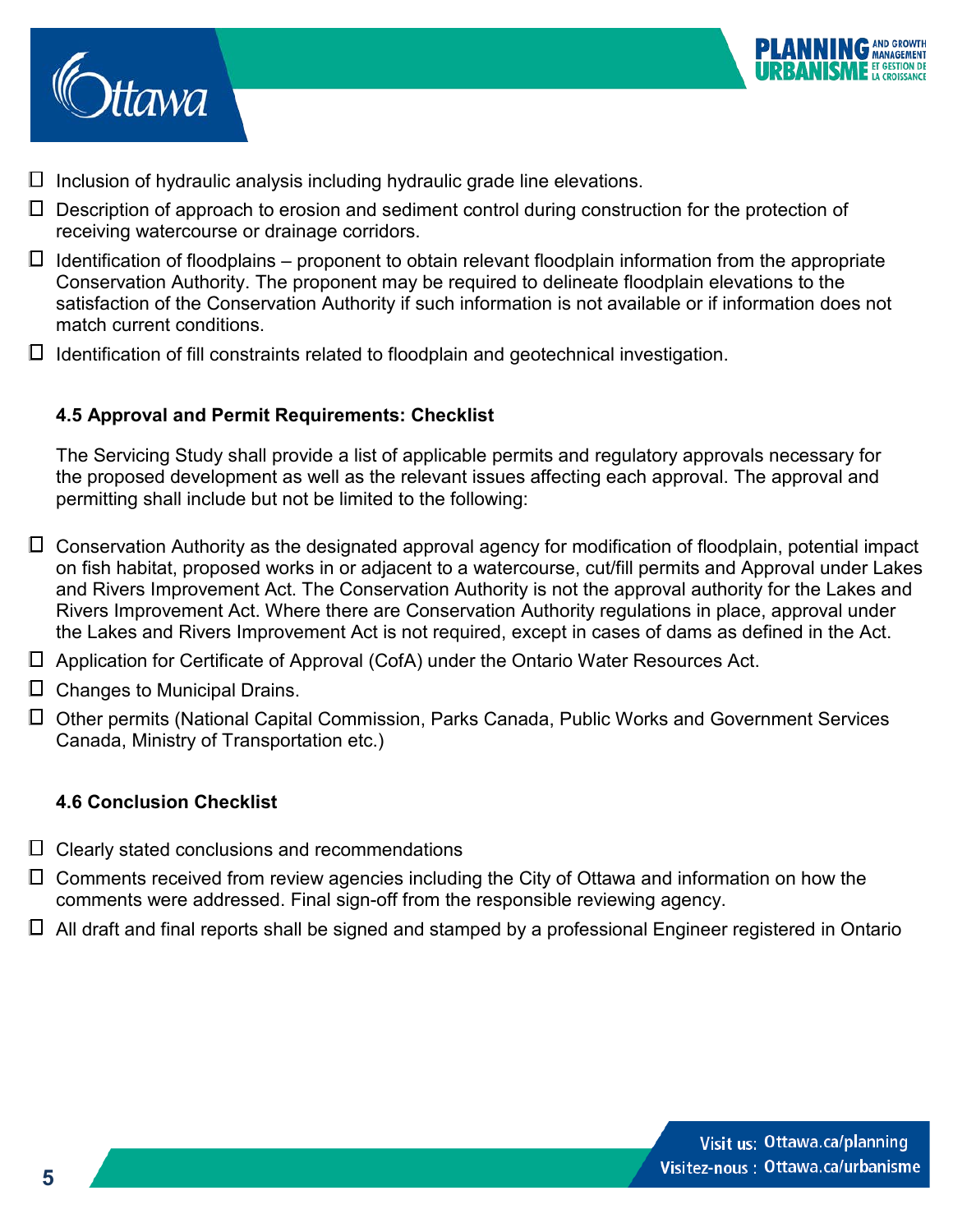- ☐ Inclusion of hydraulic analysis including hydraulic grade line elevations.
- ☐ Description of approach to erosion and sediment control during construction for the protection of receiving watercourse or drainage corridors.
- ☐ Identification of floodplains – proponent to obtain relevant floodplain information from the appropriate Conservation Authority. The proponent may be required to delineate floodplain elevations to the satisfaction of the Conservation Authority if such information is not available or if information does not match current conditions.
- ☐ Identification of fill constraints related to floodplain and geotechnical investigation.

### 4.5 Approval and Permit Requirements: Checklist

The Servicing Study shall provide a list of applicable permits and regulatory approvals necessary for the proposed development as well as the relevant issues affecting each approval. The approval and permitting shall include but not be limited to the following:

- ☐ Conservation Authority as the designated approval agency for modification of floodplain, potential impact on fish habitat, proposed works in or adjacent to a watercourse, cut/fill permits and Approval under Lakes and Rivers Improvement Act. The Conservation Authority is not the approval authority for the Lakes and Rivers Improvement Act. Where there are Conservation Authority regulations in place, approval under the Lakes and Rivers Improvement Act is not required, except in cases of dams as defined in the Act.
- ☐ Application for Certificate of Approval (CofA) under the Ontario Water Resources Act.
- ☐ Changes to Municipal Drains.
- ☐ Other permits (National Capital Commission, Parks Canada, Public Works and Government Services Canada, Ministry of Transportation etc.)

### 4.6 Conclusion Checklist

- ☐ Clearly stated conclusions and recommendations
- ☐ Comments received from review agencies including the City of Ottawa and information on how the comments were addressed. Final sign-off from the responsible reviewing agency.
- ☐ All draft and final reports shall be signed and stamped by a professional Engineer registered in Ontario